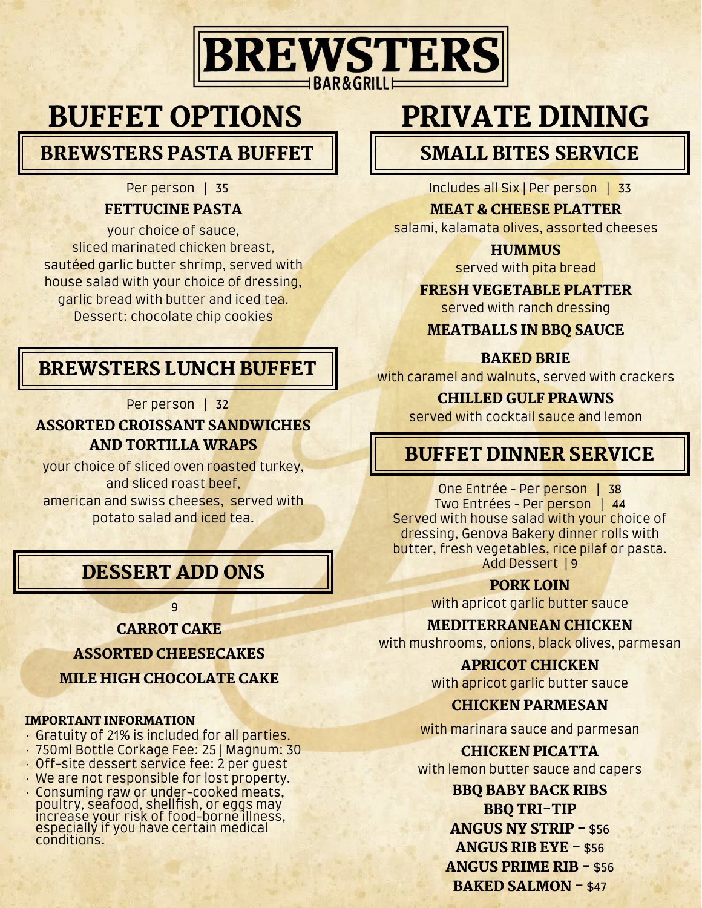# BREWSTERS

BAR & GRILL

# BUFFET OPTIONS

## BREWSTERS PASTA BUFFET

Per person | 35

**FETTUCINE PASTA**

your choice of sauce,
sliced marinated chicken breast,
sautéed garlic butter shrimp, served with
house salad with your choice of dressing,
garlic bread with butter and iced tea.
Dessert: chocolate chip cookies

## BREWSTERS LUNCH BUFFET

Per person | 32

**ASSORTED CROISSANT SANDWICHES AND TORTILLA WRAPS**

your choice of sliced oven roasted turkey,
and sliced roast beef,
american and swiss cheeses, served with
potato salad and iced tea.

## DESSERT ADD ONS

9

**CARROT CAKE**

**ASSORTED CHEESECAKES**

**MILE HIGH CHOCOLATE CAKE**

**IMPORTANT INFORMATION**

- Gratuity of 21% is included for all parties.
- 750ml Bottle Corkage Fee: 25 | Magnum: 30
- Off-site dessert service fee: 2 per guest
- We are not responsible for lost property.
- Consuming raw or under-cooked meats, poultry, seafood, shellfish, or eggs may increase your risk of food-borne illness, especially if you have certain medical conditions.

# PRIVATE DINING

## SMALL BITES SERVICE

Includes all Six | Per person | 33

**MEAT & CHEESE PLATTER**
salami, kalamata olives, assorted cheeses

**HUMMUS**
served with pita bread

**FRESH VEGETABLE PLATTER**
served with ranch dressing

**MEATBALLS IN BBQ SAUCE**

**BAKED BRIE**
with caramel and walnuts, served with crackers

**CHILLED GULF PRAWNS**
served with cocktail sauce and lemon

## BUFFET DINNER SERVICE

One Entrée - Per person | 38
Two Entrées - Per person | 44
Served with house salad with your choice of dressing, Genova Bakery dinner rolls with butter, fresh vegetables, rice pilaf or pasta.
Add Dessert | 9

**PORK LOIN**
with apricot garlic butter sauce

**MEDITERRANEAN CHICKEN**
with mushrooms, onions, black olives, parmesan

**APRICOT CHICKEN**
with apricot garlic butter sauce

**CHICKEN PARMESAN**
with marinara sauce and parmesan

**CHICKEN PICATTA**
with lemon butter sauce and capers

**BBQ BABY BACK RIBS**

**BBQ TRI-TIP**

**ANGUS NY STRIP - $56**

**ANGUS RIB EYE - $56**

**ANGUS PRIME RIB - $56**

**BAKED SALMON - $47**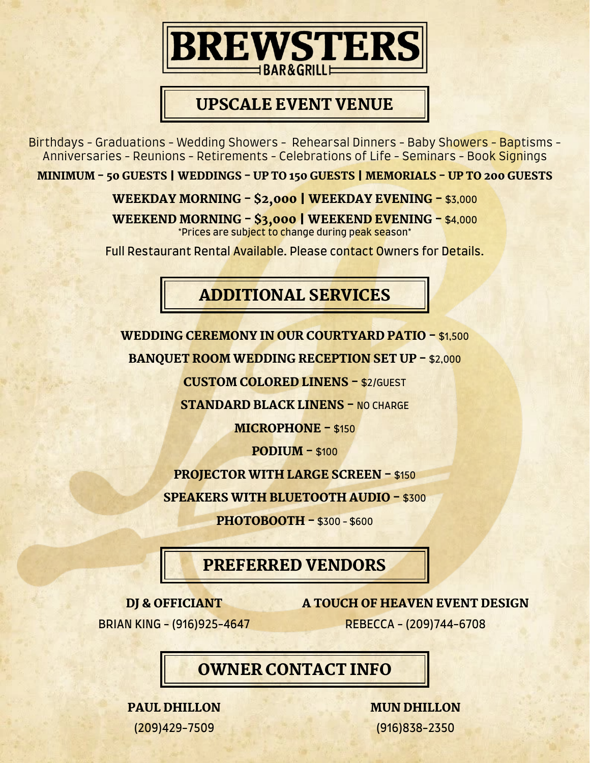# BREWSTERS

BAR & GRILL

## UPSCALE EVENT VENUE

Birthdays - Graduations - Wedding Showers - Rehearsal Dinners - Baby Showers - Baptisms - Anniversaries - Reunions - Retirements - Celebrations of Life - Seminars - Book Signings

**MINIMUM - 50 GUESTS | WEDDINGS - UP TO 150 GUESTS | MEMORIALS - UP TO 200 GUESTS**

**WEEKDAY MORNING - $2,000 | WEEKDAY EVENING -** $3,000

**WEEKEND MORNING - $3,000 | WEEKEND EVENING -** $4,000

*Prices are subject to change during peak season*

Full Restaurant Rental Available. Please contact Owners for Details.

## ADDITIONAL SERVICES

**WEDDING CEREMONY IN OUR COURTYARD PATIO -** $1,500

**BANQUET ROOM WEDDING RECEPTION SET UP -** $2,000

**CUSTOM COLORED LINENS -** $2/GUEST

**STANDARD BLACK LINENS -** NO CHARGE

**MICROPHONE -** $150

**PODIUM -** $100

**PROJECTOR WITH LARGE SCREEN -** $150

**SPEAKERS WITH BLUETOOTH AUDIO -** $300

**PHOTOBOOTH -** $300 - $600

## PREFERRED VENDORS

**DJ & OFFICIANT**

BRIAN KING - (916)925-4647

**A TOUCH OF HEAVEN EVENT DESIGN**

REBECCA - (209)744-6708

## OWNER CONTACT INFO

**PAUL DHILLON**

(209)429-7509

**MUN DHILLON**

(916)838-2350